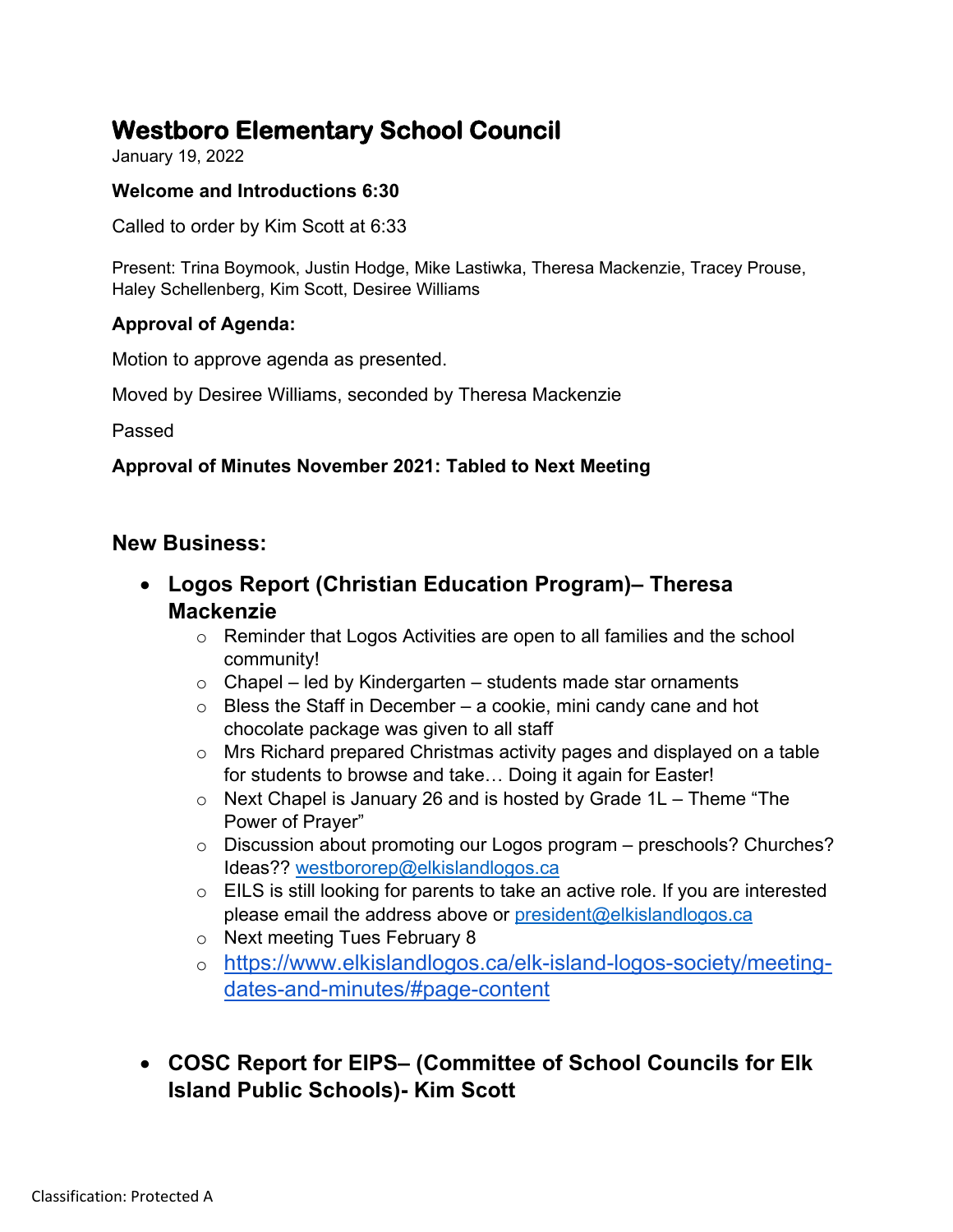# Westboro Elementary School Council

January 19, 2022

**Welcome and Introductions 6:30**

Called to order by Kim Scott at 6:33

Present: Trina Boymook, Justin Hodge, Mike Lastiwka, Theresa Mackenzie, Tracey Prouse, Haley Schellenberg, Kim Scott, Desiree Williams

**Approval of Agenda:**

Motion to approve agenda as presented.

Moved by Desiree Williams, seconded by Theresa Mackenzie

Passed

**Approval of Minutes November 2021: Tabled to Next Meeting**

## New Business:

- **Logos Report (Christian Education Program)– Theresa Mackenzie**
  - Reminder that Logos Activities are open to all families and the school community!
  - Chapel – led by Kindergarten – students made star ornaments
  - Bless the Staff in December – a cookie, mini candy cane and hot chocolate package was given to all staff
  - Mrs Richard prepared Christmas activity pages and displayed on a table for students to browse and take… Doing it again for Easter!
  - Next Chapel is January 26 and is hosted by Grade 1L – Theme "The Power of Prayer"
  - Discussion about promoting our Logos program – preschools? Churches? Ideas?? westbororep@elkislandlogos.ca
  - EILS is still looking for parents to take an active role. If you are interested please email the address above or president@elkislandlogos.ca
  - Next meeting Tues February 8
  - https://www.elkislandlogos.ca/elk-island-logos-society/meeting-dates-and-minutes/#page-content

- **COSC Report for EIPS– (Committee of School Councils for Elk Island Public Schools)- Kim Scott**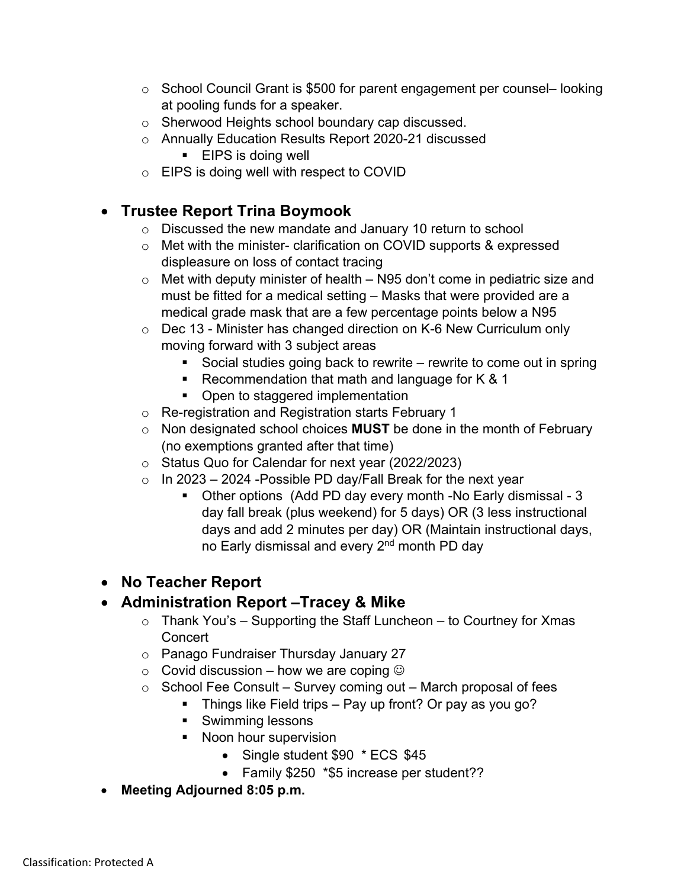- School Council Grant is $500 for parent engagement per counsel– looking at pooling funds for a speaker.
  - Sherwood Heights school boundary cap discussed.
  - Annually Education Results Report 2020-21 discussed
    - EIPS is doing well
  - EIPS is doing well with respect to COVID

- **Trustee Report Trina Boymook**
  - Discussed the new mandate and January 10 return to school
  - Met with the minister- clarification on COVID supports & expressed displeasure on loss of contact tracing
  - Met with deputy minister of health – N95 don't come in pediatric size and must be fitted for a medical setting – Masks that were provided are a medical grade mask that are a few percentage points below a N95
  - Dec 13 - Minister has changed direction on K-6 New Curriculum only moving forward with 3 subject areas
    - Social studies going back to rewrite – rewrite to come out in spring
    - Recommendation that math and language for K & 1
    - Open to staggered implementation
  - Re-registration and Registration starts February 1
  - Non designated school choices **MUST** be done in the month of February (no exemptions granted after that time)
  - Status Quo for Calendar for next year (2022/2023)
  - In 2023 – 2024 -Possible PD day/Fall Break for the next year
    - Other options (Add PD day every month -No Early dismissal - 3 day fall break (plus weekend) for 5 days) OR (3 less instructional days and add 2 minutes per day) OR (Maintain instructional days, no Early dismissal and every 2nd month PD day

- **No Teacher Report**
- **Administration Report –Tracey & Mike**
  - Thank You's – Supporting the Staff Luncheon – to Courtney for Xmas Concert
  - Panago Fundraiser Thursday January 27
  - Covid discussion – how we are coping ☺
  - School Fee Consult – Survey coming out – March proposal of fees
    - Things like Field trips – Pay up front? Or pay as you go?
    - Swimming lessons
    - Noon hour supervision
      - Single student $90 * ECS $45
      - Family $250 *$5 increase per student??
- **Meeting Adjourned 8:05 p.m.**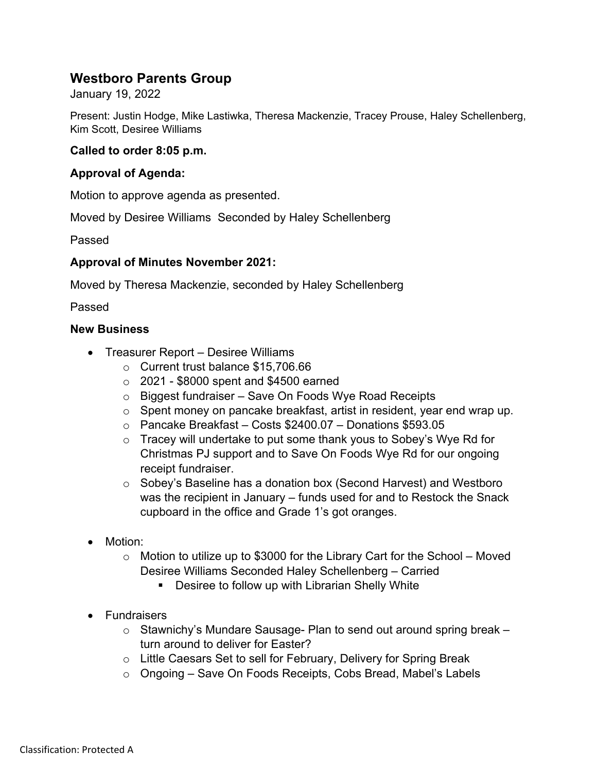## Westboro Parents Group

January 19, 2022

Present: Justin Hodge, Mike Lastiwka, Theresa Mackenzie, Tracey Prouse, Haley Schellenberg, Kim Scott, Desiree Williams

**Called to order 8:05 p.m.**

**Approval of Agenda:**

Motion to approve agenda as presented.

Moved by Desiree Williams Seconded by Haley Schellenberg

Passed

**Approval of Minutes November 2021:**

Moved by Theresa Mackenzie, seconded by Haley Schellenberg

Passed

**New Business**

- Treasurer Report – Desiree Williams
  - Current trust balance $15,706.66
  - 2021 - $8000 spent and $4500 earned
  - Biggest fundraiser – Save On Foods Wye Road Receipts
  - Spent money on pancake breakfast, artist in resident, year end wrap up.
  - Pancake Breakfast – Costs $2400.07 – Donations $593.05
  - Tracey will undertake to put some thank yous to Sobey's Wye Rd for Christmas PJ support and to Save On Foods Wye Rd for our ongoing receipt fundraiser.
  - Sobey's Baseline has a donation box (Second Harvest) and Westboro was the recipient in January – funds used for and to Restock the Snack cupboard in the office and Grade 1's got oranges.

- Motion:
  - Motion to utilize up to $3000 for the Library Cart for the School – Moved Desiree Williams Seconded Haley Schellenberg – Carried
    - Desiree to follow up with Librarian Shelly White

- Fundraisers
  - Stawnichy's Mundare Sausage- Plan to send out around spring break – turn around to deliver for Easter?
  - Little Caesars Set to sell for February, Delivery for Spring Break
  - Ongoing – Save On Foods Receipts, Cobs Bread, Mabel's Labels

Classification: Protected A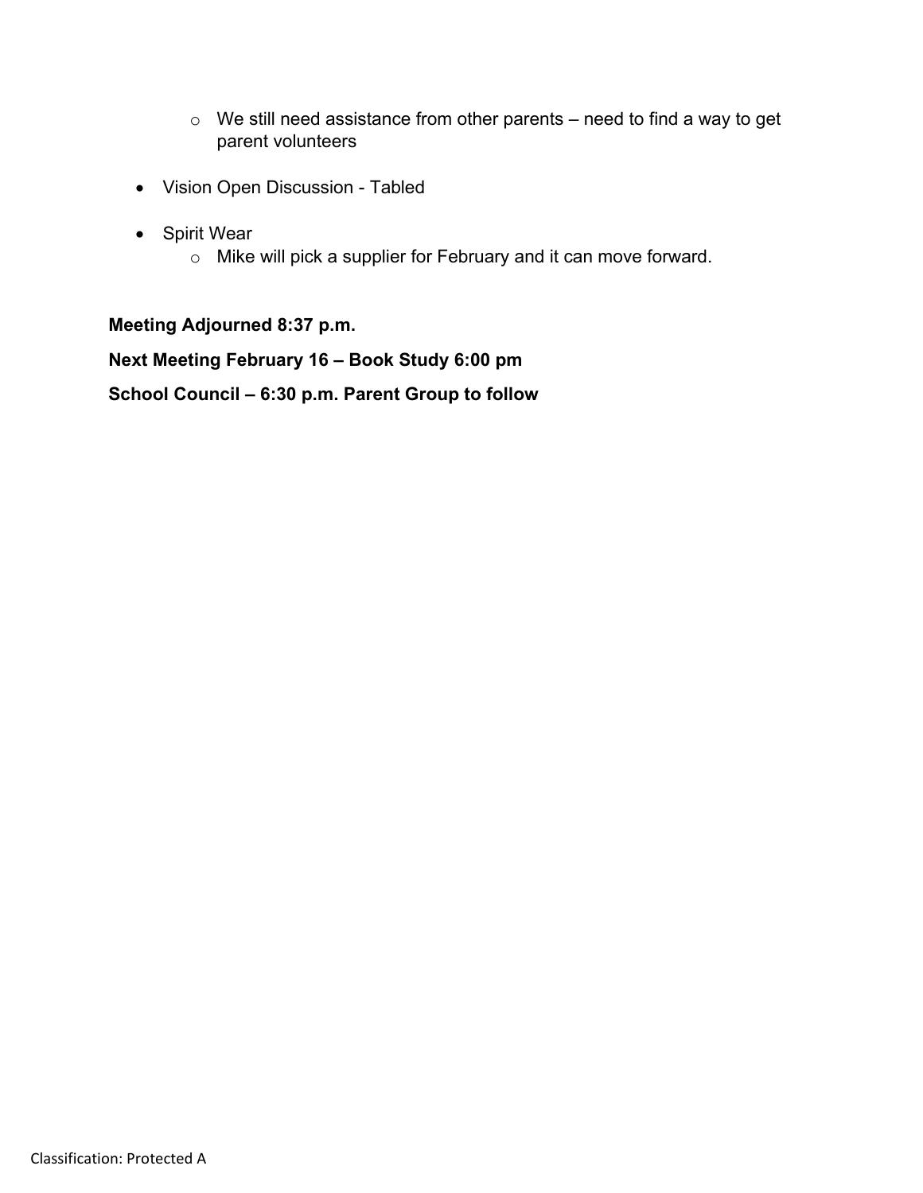- We still need assistance from other parents – need to find a way to get parent volunteers

- Vision Open Discussion - Tabled

- Spirit Wear
    - Mike will pick a supplier for February and it can move forward.

**Meeting Adjourned 8:37 p.m.**

**Next Meeting February 16 – Book Study 6:00 pm**

**School Council – 6:30 p.m. Parent Group to follow**

Classification: Protected A